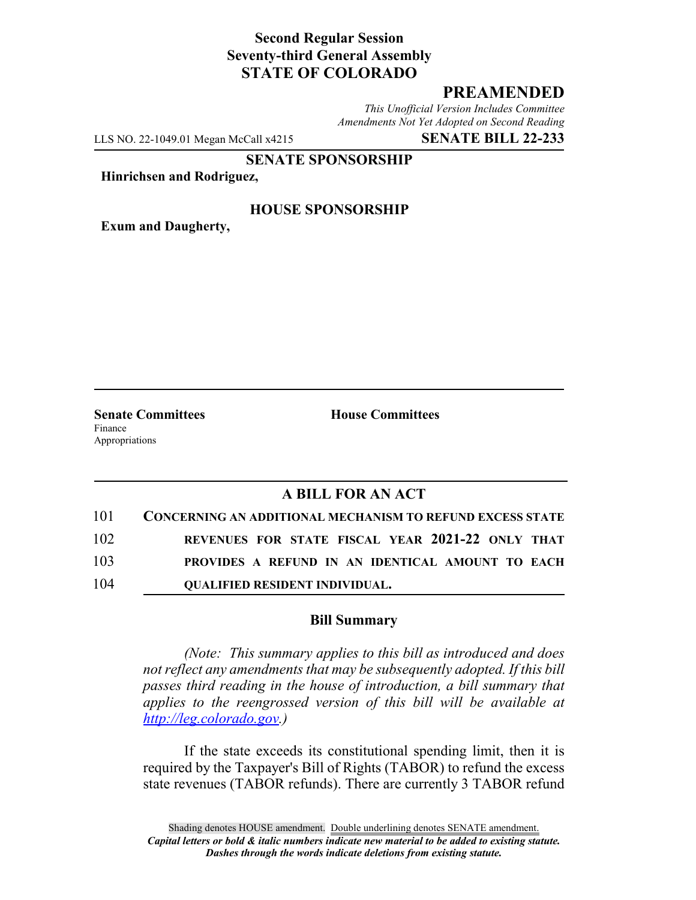**Second Regular Session**
**Seventy-third General Assembly**
**STATE OF COLORADO**

## PREAMENDED

*This Unofficial Version Includes Committee Amendments Not Yet Adopted on Second Reading*

LLS NO. 22-1049.01 Megan McCall x4215 **SENATE BILL 22-233**

**SENATE SPONSORSHIP**

**Hinrichsen and Rodriguez,**

**HOUSE SPONSORSHIP**

**Exum and Daugherty,**

**Senate Committees**
Finance
Appropriations

**House Committees**

### A BILL FOR AN ACT

101 **CONCERNING AN ADDITIONAL MECHANISM TO REFUND EXCESS STATE**
102 **REVENUES FOR STATE FISCAL YEAR 2021-22 ONLY THAT**
103 **PROVIDES A REFUND IN AN IDENTICAL AMOUNT TO EACH**
104 **QUALIFIED RESIDENT INDIVIDUAL.**

### Bill Summary

*(Note: This summary applies to this bill as introduced and does not reflect any amendments that may be subsequently adopted. If this bill passes third reading in the house of introduction, a bill summary that applies to the reengrossed version of this bill will be available at http://leg.colorado.gov.)*

If the state exceeds its constitutional spending limit, then it is required by the Taxpayer's Bill of Rights (TABOR) to refund the excess state revenues (TABOR refunds). There are currently 3 TABOR refund

Shading denotes HOUSE amendment. Double underlining denotes SENATE amendment.
*Capital letters or bold & italic numbers indicate new material to be added to existing statute.*
*Dashes through the words indicate deletions from existing statute.*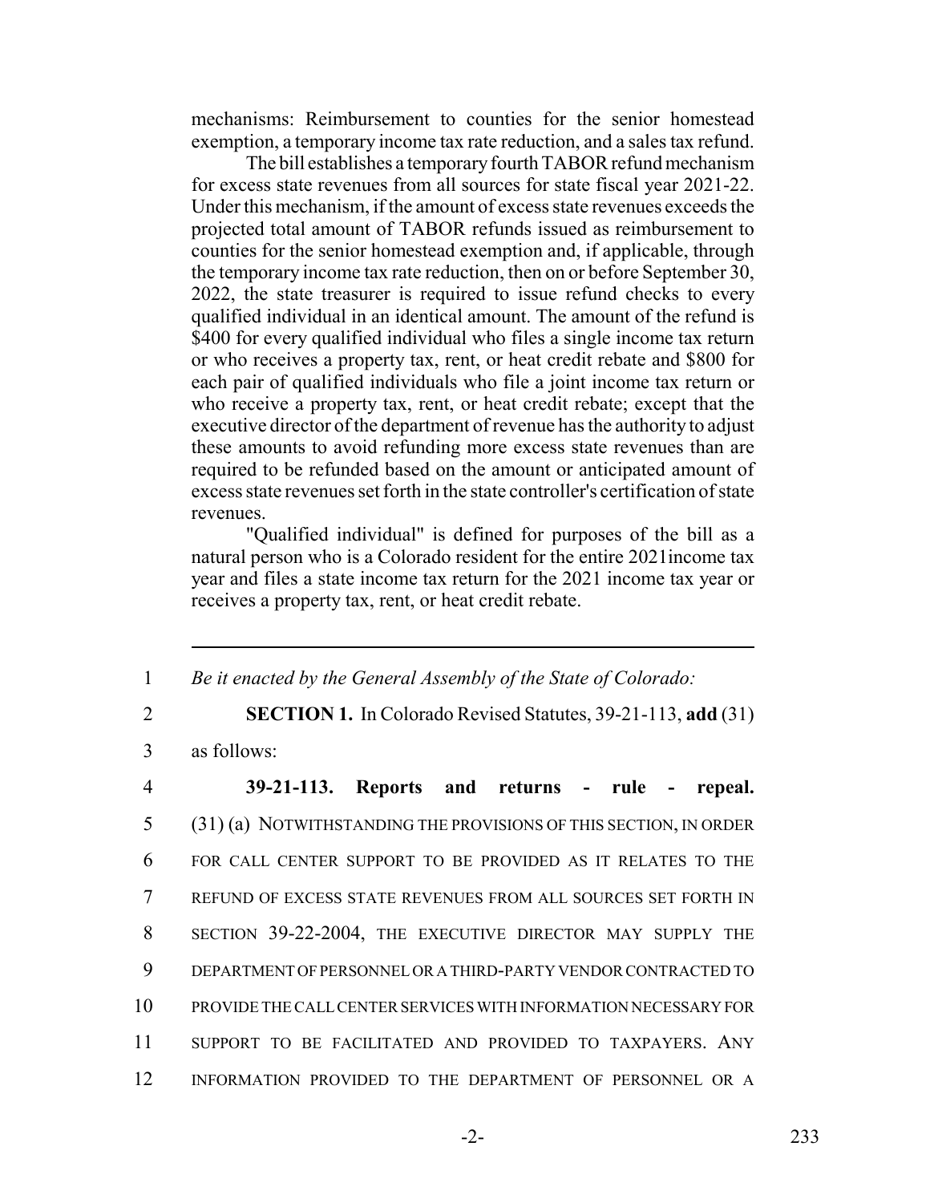mechanisms: Reimbursement to counties for the senior homestead exemption, a temporary income tax rate reduction, and a sales tax refund.

The bill establishes a temporary fourth TABOR refund mechanism for excess state revenues from all sources for state fiscal year 2021-22. Under this mechanism, if the amount of excess state revenues exceeds the projected total amount of TABOR refunds issued as reimbursement to counties for the senior homestead exemption and, if applicable, through the temporary income tax rate reduction, then on or before September 30, 2022, the state treasurer is required to issue refund checks to every qualified individual in an identical amount. The amount of the refund is $400 for every qualified individual who files a single income tax return or who receives a property tax, rent, or heat credit rebate and $800 for each pair of qualified individuals who file a joint income tax return or who receive a property tax, rent, or heat credit rebate; except that the executive director of the department of revenue has the authority to adjust these amounts to avoid refunding more excess state revenues than are required to be refunded based on the amount or anticipated amount of excess state revenues set forth in the state controller's certification of state revenues.

"Qualified individual" is defined for purposes of the bill as a natural person who is a Colorado resident for the entire 2021income tax year and files a state income tax return for the 2021 income tax year or receives a property tax, rent, or heat credit rebate.

---

1 *Be it enacted by the General Assembly of the State of Colorado:*

2 **SECTION 1.** In Colorado Revised Statutes, 39-21-113, **add** (31)
3 as follows:

4 **39-21-113. Reports and returns - rule - repeal.**
5 (31) (a) NOTWITHSTANDING THE PROVISIONS OF THIS SECTION, IN ORDER
6 FOR CALL CENTER SUPPORT TO BE PROVIDED AS IT RELATES TO THE
7 REFUND OF EXCESS STATE REVENUES FROM ALL SOURCES SET FORTH IN
8 SECTION 39-22-2004, THE EXECUTIVE DIRECTOR MAY SUPPLY THE
9 DEPARTMENT OF PERSONNEL OR A THIRD-PARTY VENDOR CONTRACTED TO
10 PROVIDE THE CALL CENTER SERVICES WITH INFORMATION NECESSARY FOR
11 SUPPORT TO BE FACILITATED AND PROVIDED TO TAXPAYERS. ANY
12 INFORMATION PROVIDED TO THE DEPARTMENT OF PERSONNEL OR A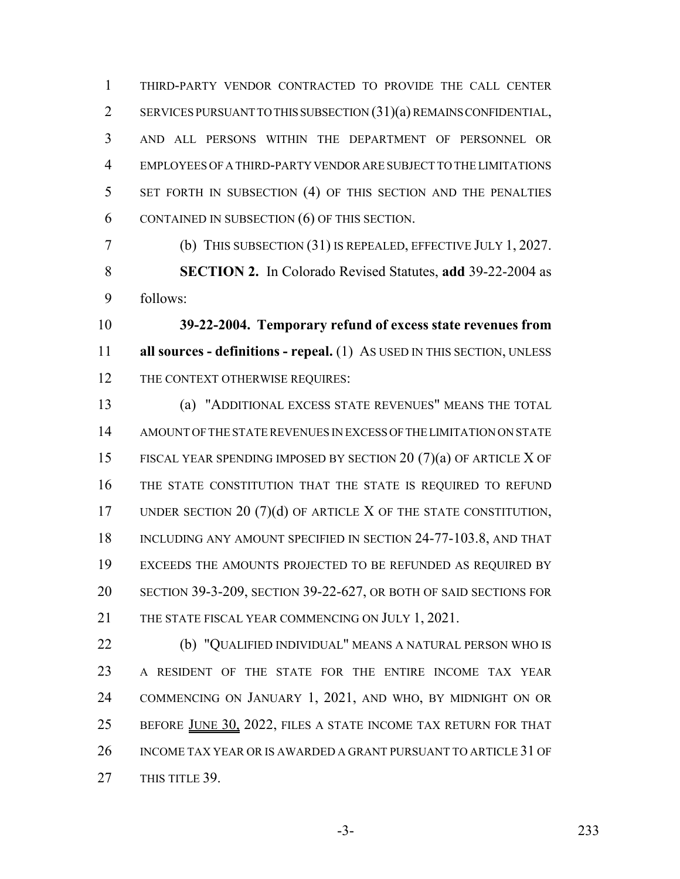THIRD-PARTY VENDOR CONTRACTED TO PROVIDE THE CALL CENTER SERVICES PURSUANT TO THIS SUBSECTION (31)(a) REMAINS CONFIDENTIAL, AND ALL PERSONS WITHIN THE DEPARTMENT OF PERSONNEL OR EMPLOYEES OF A THIRD-PARTY VENDOR ARE SUBJECT TO THE LIMITATIONS SET FORTH IN SUBSECTION (4) OF THIS SECTION AND THE PENALTIES CONTAINED IN SUBSECTION (6) OF THIS SECTION.

(b) THIS SUBSECTION (31) IS REPEALED, EFFECTIVE JULY 1, 2027.

**SECTION 2.** In Colorado Revised Statutes, **add** 39-22-2004 as follows:

**39-22-2004. Temporary refund of excess state revenues from all sources - definitions - repeal.** (1) AS USED IN THIS SECTION, UNLESS THE CONTEXT OTHERWISE REQUIRES:

(a) "ADDITIONAL EXCESS STATE REVENUES" MEANS THE TOTAL AMOUNT OF THE STATE REVENUES IN EXCESS OF THE LIMITATION ON STATE FISCAL YEAR SPENDING IMPOSED BY SECTION 20 (7)(a) OF ARTICLE X OF THE STATE CONSTITUTION THAT THE STATE IS REQUIRED TO REFUND UNDER SECTION 20 (7)(d) OF ARTICLE X OF THE STATE CONSTITUTION, INCLUDING ANY AMOUNT SPECIFIED IN SECTION 24-77-103.8, AND THAT EXCEEDS THE AMOUNTS PROJECTED TO BE REFUNDED AS REQUIRED BY SECTION 39-3-209, SECTION 39-22-627, OR BOTH OF SAID SECTIONS FOR THE STATE FISCAL YEAR COMMENCING ON JULY 1, 2021.

(b) "QUALIFIED INDIVIDUAL" MEANS A NATURAL PERSON WHO IS A RESIDENT OF THE STATE FOR THE ENTIRE INCOME TAX YEAR COMMENCING ON JANUARY 1, 2021, AND WHO, BY MIDNIGHT ON OR BEFORE JUNE 30, 2022, FILES A STATE INCOME TAX RETURN FOR THAT INCOME TAX YEAR OR IS AWARDED A GRANT PURSUANT TO ARTICLE 31 OF THIS TITLE 39.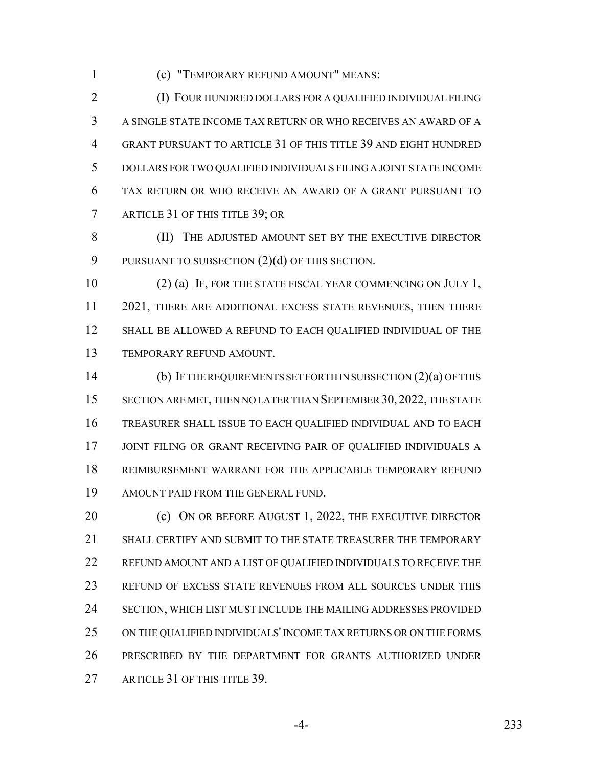(c) "TEMPORARY REFUND AMOUNT" MEANS:

(I) FOUR HUNDRED DOLLARS FOR A QUALIFIED INDIVIDUAL FILING A SINGLE STATE INCOME TAX RETURN OR WHO RECEIVES AN AWARD OF A GRANT PURSUANT TO ARTICLE 31 OF THIS TITLE 39 AND EIGHT HUNDRED DOLLARS FOR TWO QUALIFIED INDIVIDUALS FILING A JOINT STATE INCOME TAX RETURN OR WHO RECEIVE AN AWARD OF A GRANT PURSUANT TO ARTICLE 31 OF THIS TITLE 39; OR

(II) THE ADJUSTED AMOUNT SET BY THE EXECUTIVE DIRECTOR PURSUANT TO SUBSECTION (2)(d) OF THIS SECTION.

(2) (a) IF, FOR THE STATE FISCAL YEAR COMMENCING ON JULY 1, 2021, THERE ARE ADDITIONAL EXCESS STATE REVENUES, THEN THERE SHALL BE ALLOWED A REFUND TO EACH QUALIFIED INDIVIDUAL OF THE TEMPORARY REFUND AMOUNT.

(b) IF THE REQUIREMENTS SET FORTH IN SUBSECTION (2)(a) OF THIS SECTION ARE MET, THEN NO LATER THAN SEPTEMBER 30, 2022, THE STATE TREASURER SHALL ISSUE TO EACH QUALIFIED INDIVIDUAL AND TO EACH JOINT FILING OR GRANT RECEIVING PAIR OF QUALIFIED INDIVIDUALS A REIMBURSEMENT WARRANT FOR THE APPLICABLE TEMPORARY REFUND AMOUNT PAID FROM THE GENERAL FUND.

(c) ON OR BEFORE AUGUST 1, 2022, THE EXECUTIVE DIRECTOR SHALL CERTIFY AND SUBMIT TO THE STATE TREASURER THE TEMPORARY REFUND AMOUNT AND A LIST OF QUALIFIED INDIVIDUALS TO RECEIVE THE REFUND OF EXCESS STATE REVENUES FROM ALL SOURCES UNDER THIS SECTION, WHICH LIST MUST INCLUDE THE MAILING ADDRESSES PROVIDED ON THE QUALIFIED INDIVIDUALS' INCOME TAX RETURNS OR ON THE FORMS PRESCRIBED BY THE DEPARTMENT FOR GRANTS AUTHORIZED UNDER ARTICLE 31 OF THIS TITLE 39.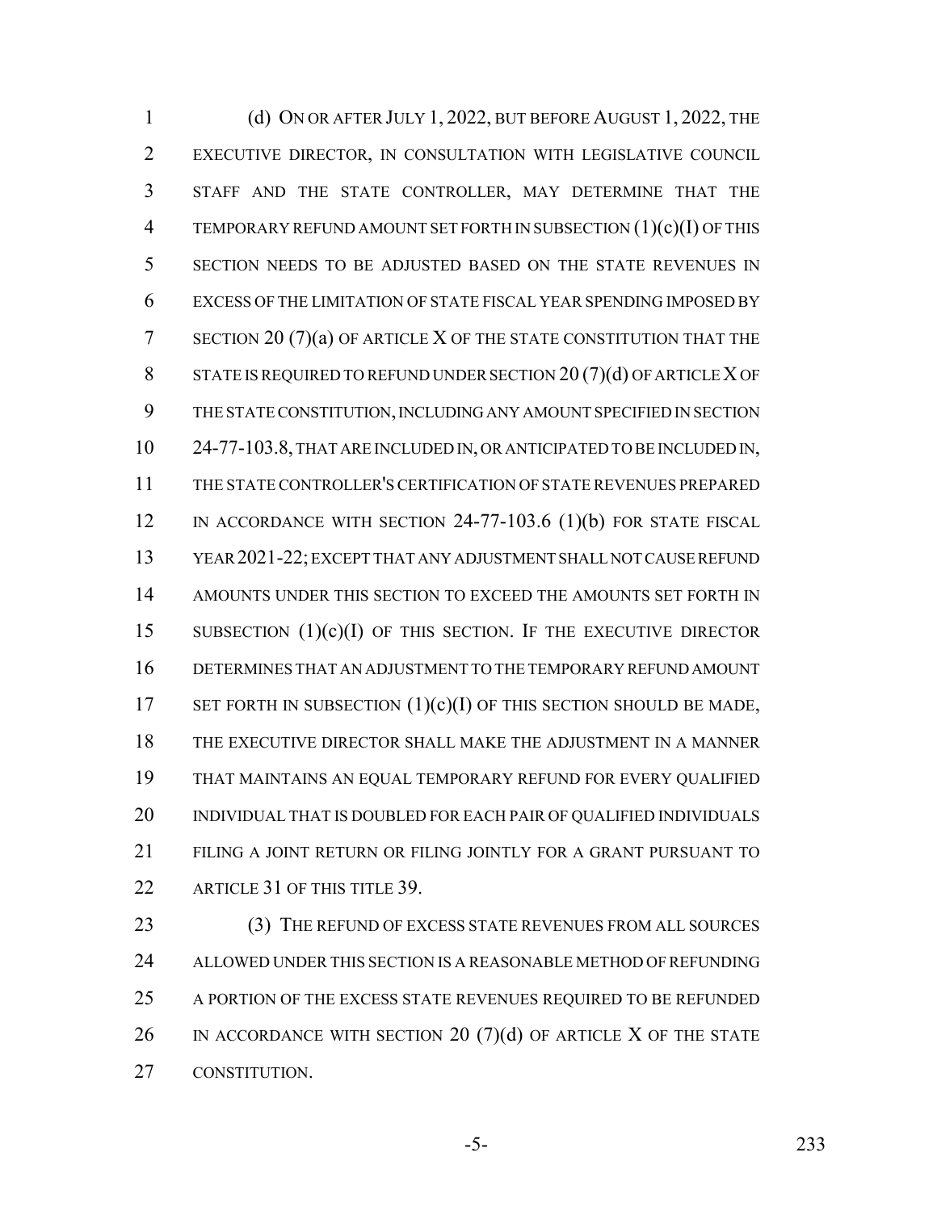(d) ON OR AFTER JULY 1, 2022, BUT BEFORE AUGUST 1, 2022, THE EXECUTIVE DIRECTOR, IN CONSULTATION WITH LEGISLATIVE COUNCIL STAFF AND THE STATE CONTROLLER, MAY DETERMINE THAT THE TEMPORARY REFUND AMOUNT SET FORTH IN SUBSECTION (1)(c)(I) OF THIS SECTION NEEDS TO BE ADJUSTED BASED ON THE STATE REVENUES IN EXCESS OF THE LIMITATION OF STATE FISCAL YEAR SPENDING IMPOSED BY SECTION 20 (7)(a) OF ARTICLE X OF THE STATE CONSTITUTION THAT THE STATE IS REQUIRED TO REFUND UNDER SECTION 20 (7)(d) OF ARTICLE X OF THE STATE CONSTITUTION, INCLUDING ANY AMOUNT SPECIFIED IN SECTION 24-77-103.8, THAT ARE INCLUDED IN, OR ANTICIPATED TO BE INCLUDED IN, THE STATE CONTROLLER'S CERTIFICATION OF STATE REVENUES PREPARED IN ACCORDANCE WITH SECTION 24-77-103.6 (1)(b) FOR STATE FISCAL YEAR 2021-22; EXCEPT THAT ANY ADJUSTMENT SHALL NOT CAUSE REFUND AMOUNTS UNDER THIS SECTION TO EXCEED THE AMOUNTS SET FORTH IN SUBSECTION (1)(c)(I) OF THIS SECTION. IF THE EXECUTIVE DIRECTOR DETERMINES THAT AN ADJUSTMENT TO THE TEMPORARY REFUND AMOUNT SET FORTH IN SUBSECTION (1)(c)(I) OF THIS SECTION SHOULD BE MADE, THE EXECUTIVE DIRECTOR SHALL MAKE THE ADJUSTMENT IN A MANNER THAT MAINTAINS AN EQUAL TEMPORARY REFUND FOR EVERY QUALIFIED INDIVIDUAL THAT IS DOUBLED FOR EACH PAIR OF QUALIFIED INDIVIDUALS FILING A JOINT RETURN OR FILING JOINTLY FOR A GRANT PURSUANT TO ARTICLE 31 OF THIS TITLE 39.

(3) THE REFUND OF EXCESS STATE REVENUES FROM ALL SOURCES ALLOWED UNDER THIS SECTION IS A REASONABLE METHOD OF REFUNDING A PORTION OF THE EXCESS STATE REVENUES REQUIRED TO BE REFUNDED IN ACCORDANCE WITH SECTION 20 (7)(d) OF ARTICLE X OF THE STATE CONSTITUTION.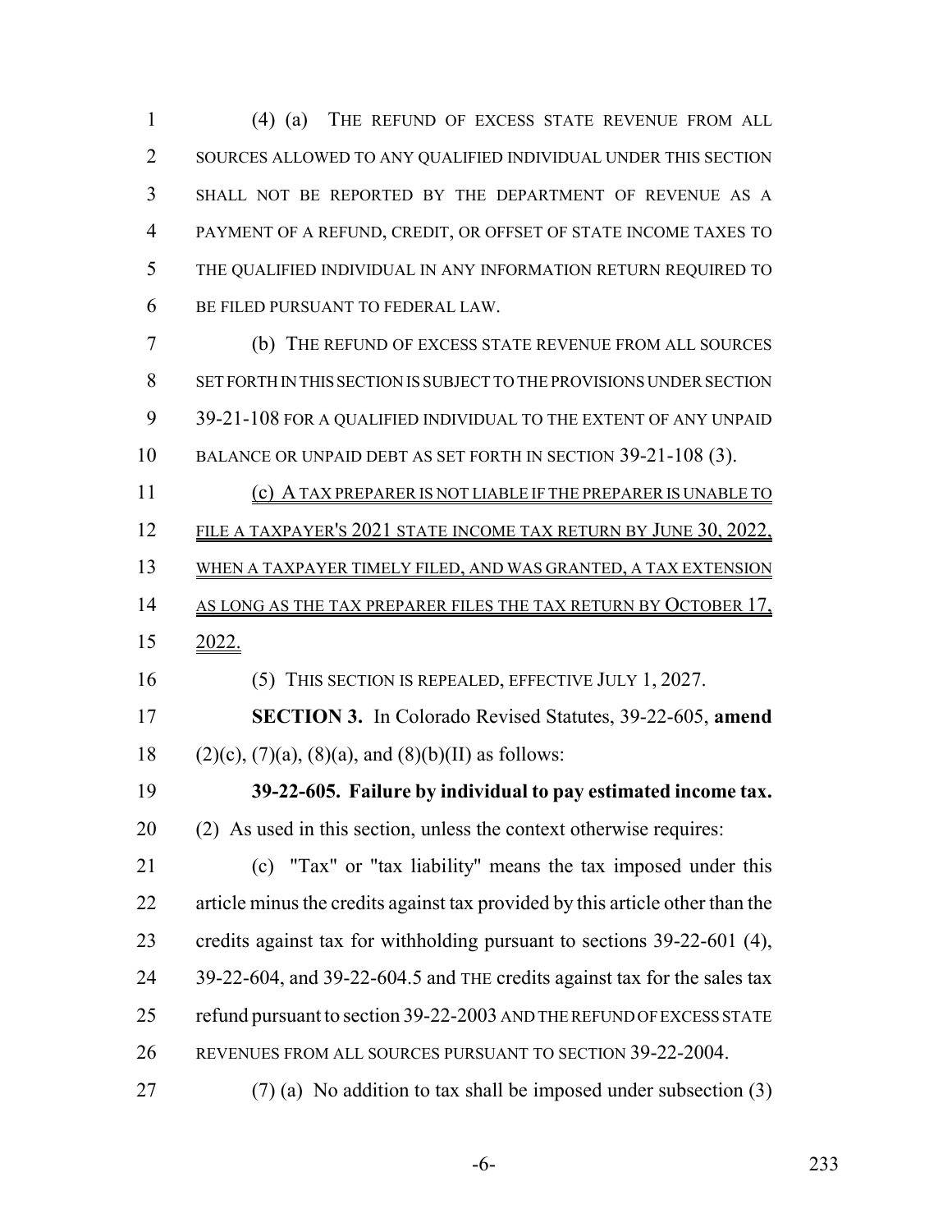(4) (a) THE REFUND OF EXCESS STATE REVENUE FROM ALL SOURCES ALLOWED TO ANY QUALIFIED INDIVIDUAL UNDER THIS SECTION SHALL NOT BE REPORTED BY THE DEPARTMENT OF REVENUE AS A PAYMENT OF A REFUND, CREDIT, OR OFFSET OF STATE INCOME TAXES TO THE QUALIFIED INDIVIDUAL IN ANY INFORMATION RETURN REQUIRED TO BE FILED PURSUANT TO FEDERAL LAW.

(b) THE REFUND OF EXCESS STATE REVENUE FROM ALL SOURCES SET FORTH IN THIS SECTION IS SUBJECT TO THE PROVISIONS UNDER SECTION 39-21-108 FOR A QUALIFIED INDIVIDUAL TO THE EXTENT OF ANY UNPAID BALANCE OR UNPAID DEBT AS SET FORTH IN SECTION 39-21-108 (3).

(c) A TAX PREPARER IS NOT LIABLE IF THE PREPARER IS UNABLE TO FILE A TAXPAYER'S 2021 STATE INCOME TAX RETURN BY JUNE 30, 2022, WHEN A TAXPAYER TIMELY FILED, AND WAS GRANTED, A TAX EXTENSION AS LONG AS THE TAX PREPARER FILES THE TAX RETURN BY OCTOBER 17, 2022.

(5) THIS SECTION IS REPEALED, EFFECTIVE JULY 1, 2027.

**SECTION 3.** In Colorado Revised Statutes, 39-22-605, **amend** (2)(c), (7)(a), (8)(a), and (8)(b)(II) as follows:

**39-22-605. Failure by individual to pay estimated income tax.** (2) As used in this section, unless the context otherwise requires:

(c) "Tax" or "tax liability" means the tax imposed under this article minus the credits against tax provided by this article other than the credits against tax for withholding pursuant to sections 39-22-601 (4), 39-22-604, and 39-22-604.5 and THE credits against tax for the sales tax refund pursuant to section 39-22-2003 AND THE REFUND OF EXCESS STATE REVENUES FROM ALL SOURCES PURSUANT TO SECTION 39-22-2004.

(7) (a) No addition to tax shall be imposed under subsection (3)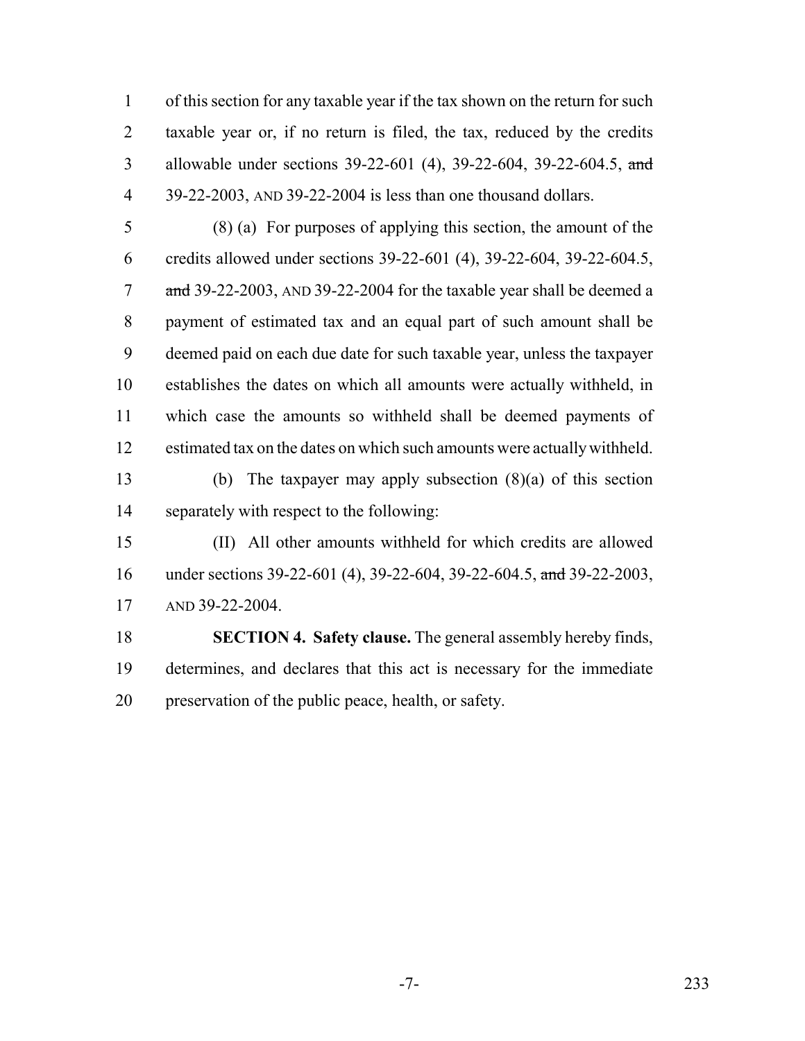of this section for any taxable year if the tax shown on the return for such taxable year or, if no return is filed, the tax, reduced by the credits allowable under sections 39-22-601 (4), 39-22-604, 39-22-604.5, ~~and~~ 39-22-2003, AND 39-22-2004 is less than one thousand dollars.

(8) (a) For purposes of applying this section, the amount of the credits allowed under sections 39-22-601 (4), 39-22-604, 39-22-604.5, ~~and~~ 39-22-2003, AND 39-22-2004 for the taxable year shall be deemed a payment of estimated tax and an equal part of such amount shall be deemed paid on each due date for such taxable year, unless the taxpayer establishes the dates on which all amounts were actually withheld, in which case the amounts so withheld shall be deemed payments of estimated tax on the dates on which such amounts were actually withheld.

(b) The taxpayer may apply subsection (8)(a) of this section separately with respect to the following:

(II) All other amounts withheld for which credits are allowed under sections 39-22-601 (4), 39-22-604, 39-22-604.5, ~~and~~ 39-22-2003, AND 39-22-2004.

**SECTION 4. Safety clause.** The general assembly hereby finds, determines, and declares that this act is necessary for the immediate preservation of the public peace, health, or safety.